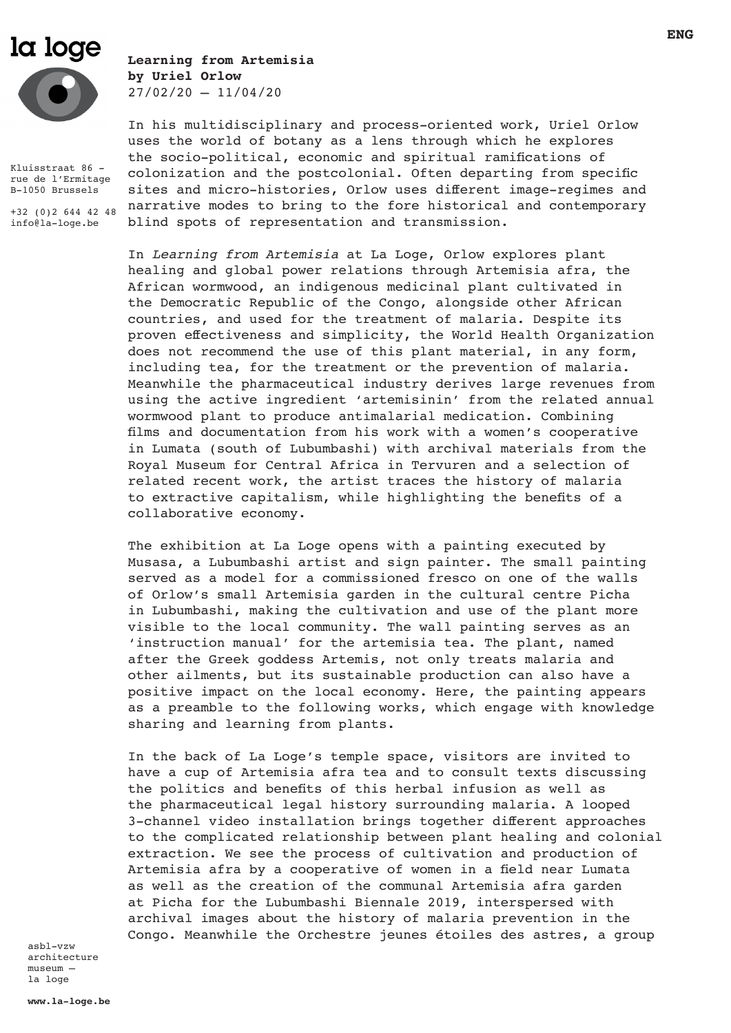la loge

Kluisstraat 86 -
rue de l'Ermitage
B-1050 Brussels

+32 (0)2 644 42 48
info@la-loge.be

ENG

**Learning from Artemisia**
**by Uriel Orlow**
27/02/20 — 11/04/20

In his multidisciplinary and process-oriented work, Uriel Orlow uses the world of botany as a lens through which he explores the socio-political, economic and spiritual ramifications of colonization and the postcolonial. Often departing from specific sites and micro-histories, Orlow uses different image-regimes and narrative modes to bring to the fore historical and contemporary blind spots of representation and transmission.

In *Learning from Artemisia* at La Loge, Orlow explores plant healing and global power relations through Artemisia afra, the African wormwood, an indigenous medicinal plant cultivated in the Democratic Republic of the Congo, alongside other African countries, and used for the treatment of malaria. Despite its proven effectiveness and simplicity, the World Health Organization does not recommend the use of this plant material, in any form, including tea, for the treatment or the prevention of malaria. Meanwhile the pharmaceutical industry derives large revenues from using the active ingredient 'artemisinin' from the related annual wormwood plant to produce antimalarial medication. Combining films and documentation from his work with a women's cooperative in Lumata (south of Lubumbashi) with archival materials from the Royal Museum for Central Africa in Tervuren and a selection of related recent work, the artist traces the history of malaria to extractive capitalism, while highlighting the benefits of a collaborative economy.

The exhibition at La Loge opens with a painting executed by Musasa, a Lubumbashi artist and sign painter. The small painting served as a model for a commissioned fresco on one of the walls of Orlow's small Artemisia garden in the cultural centre Picha in Lubumbashi, making the cultivation and use of the plant more visible to the local community. The wall painting serves as an 'instruction manual' for the artemisia tea. The plant, named after the Greek goddess Artemis, not only treats malaria and other ailments, but its sustainable production can also have a positive impact on the local economy. Here, the painting appears as a preamble to the following works, which engage with knowledge sharing and learning from plants.

In the back of La Loge's temple space, visitors are invited to have a cup of Artemisia afra tea and to consult texts discussing the politics and benefits of this herbal infusion as well as the pharmaceutical legal history surrounding malaria. A looped 3-channel video installation brings together different approaches to the complicated relationship between plant healing and colonial extraction. We see the process of cultivation and production of Artemisia afra by a cooperative of women in a field near Lumata as well as the creation of the communal Artemisia afra garden at Picha for the Lubumbashi Biennale 2019, interspersed with archival images about the history of malaria prevention in the Congo. Meanwhile the Orchestre jeunes étoiles des astres, a group

asbl-vzw
architecture
museum —
la loge

**www.la-loge.be**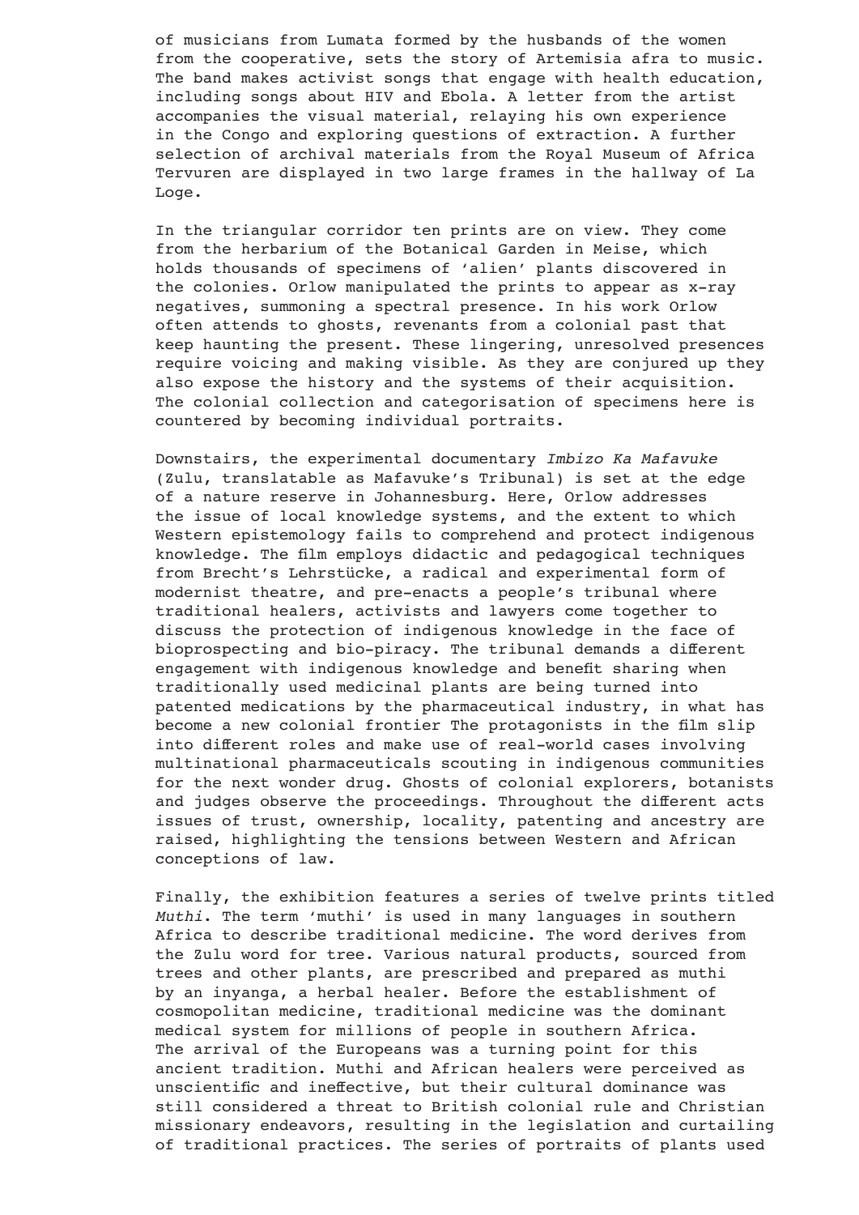of musicians from Lumata formed by the husbands of the women from the cooperative, sets the story of Artemisia afra to music. The band makes activist songs that engage with health education, including songs about HIV and Ebola. A letter from the artist accompanies the visual material, relaying his own experience in the Congo and exploring questions of extraction. A further selection of archival materials from the Royal Museum of Africa Tervuren are displayed in two large frames in the hallway of La Loge.

In the triangular corridor ten prints are on view. They come from the herbarium of the Botanical Garden in Meise, which holds thousands of specimens of 'alien' plants discovered in the colonies. Orlow manipulated the prints to appear as x-ray negatives, summoning a spectral presence. In his work Orlow often attends to ghosts, revenants from a colonial past that keep haunting the present. These lingering, unresolved presences require voicing and making visible. As they are conjured up they also expose the history and the systems of their acquisition. The colonial collection and categorisation of specimens here is countered by becoming individual portraits.

Downstairs, the experimental documentary *Imbizo Ka Mafavuke* (Zulu, translatable as Mafavuke's Tribunal) is set at the edge of a nature reserve in Johannesburg. Here, Orlow addresses the issue of local knowledge systems, and the extent to which Western epistemology fails to comprehend and protect indigenous knowledge. The film employs didactic and pedagogical techniques from Brecht's Lehrstücke, a radical and experimental form of modernist theatre, and pre-enacts a people's tribunal where traditional healers, activists and lawyers come together to discuss the protection of indigenous knowledge in the face of bioprospecting and bio-piracy. The tribunal demands a different engagement with indigenous knowledge and benefit sharing when traditionally used medicinal plants are being turned into patented medications by the pharmaceutical industry, in what has become a new colonial frontier The protagonists in the film slip into different roles and make use of real-world cases involving multinational pharmaceuticals scouting in indigenous communities for the next wonder drug. Ghosts of colonial explorers, botanists and judges observe the proceedings. Throughout the different acts issues of trust, ownership, locality, patenting and ancestry are raised, highlighting the tensions between Western and African conceptions of law.

Finally, the exhibition features a series of twelve prints titled *Muthi*. The term 'muthi' is used in many languages in southern Africa to describe traditional medicine. The word derives from the Zulu word for tree. Various natural products, sourced from trees and other plants, are prescribed and prepared as muthi by an inyanga, a herbal healer. Before the establishment of cosmopolitan medicine, traditional medicine was the dominant medical system for millions of people in southern Africa. The arrival of the Europeans was a turning point for this ancient tradition. Muthi and African healers were perceived as unscientific and ineffective, but their cultural dominance was still considered a threat to British colonial rule and Christian missionary endeavors, resulting in the legislation and curtailing of traditional practices. The series of portraits of plants used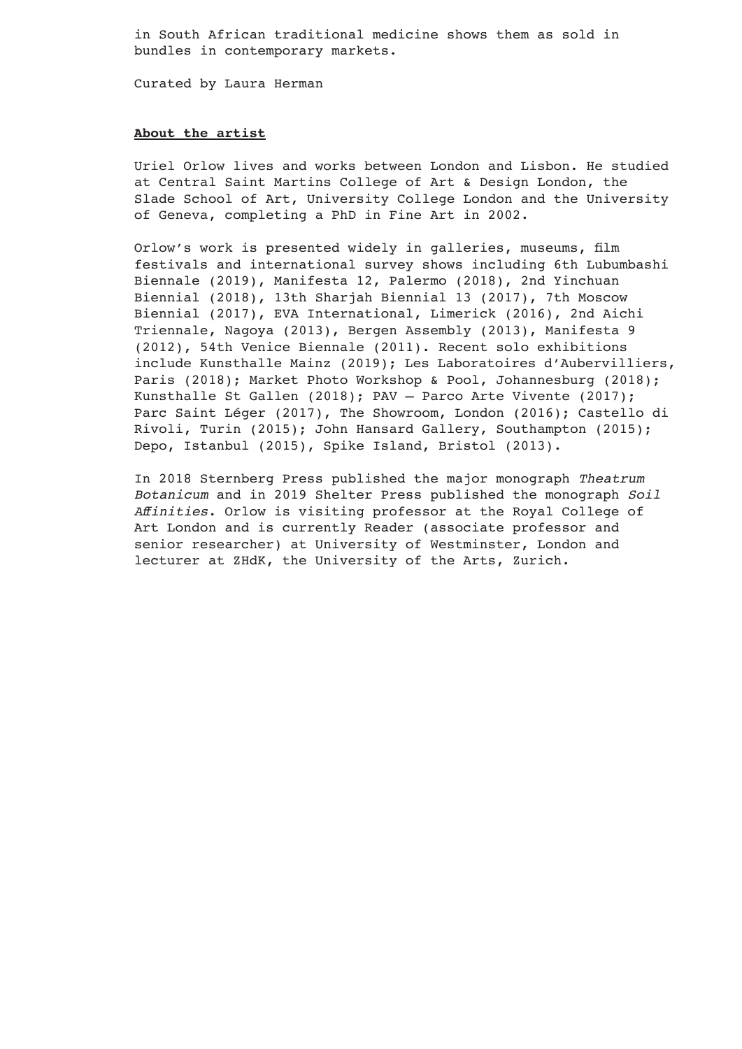in South African traditional medicine shows them as sold in bundles in contemporary markets.

Curated by Laura Herman

**About the artist**

Uriel Orlow lives and works between London and Lisbon. He studied at Central Saint Martins College of Art & Design London, the Slade School of Art, University College London and the University of Geneva, completing a PhD in Fine Art in 2002.

Orlow's work is presented widely in galleries, museums, film festivals and international survey shows including 6th Lubumbashi Biennale (2019), Manifesta 12, Palermo (2018), 2nd Yinchuan Biennial (2018), 13th Sharjah Biennial 13 (2017), 7th Moscow Biennial (2017), EVA International, Limerick (2016), 2nd Aichi Triennale, Nagoya (2013), Bergen Assembly (2013), Manifesta 9 (2012), 54th Venice Biennale (2011). Recent solo exhibitions include Kunsthalle Mainz (2019); Les Laboratoires d'Aubervilliers, Paris (2018); Market Photo Workshop & Pool, Johannesburg (2018); Kunsthalle St Gallen (2018); PAV – Parco Arte Vivente (2017); Parc Saint Léger (2017), The Showroom, London (2016); Castello di Rivoli, Turin (2015); John Hansard Gallery, Southampton (2015); Depo, Istanbul (2015), Spike Island, Bristol (2013).

In 2018 Sternberg Press published the major monograph *Theatrum Botanicum* and in 2019 Shelter Press published the monograph *Soil Affinities*. Orlow is visiting professor at the Royal College of Art London and is currently Reader (associate professor and senior researcher) at University of Westminster, London and lecturer at ZHdK, the University of the Arts, Zurich.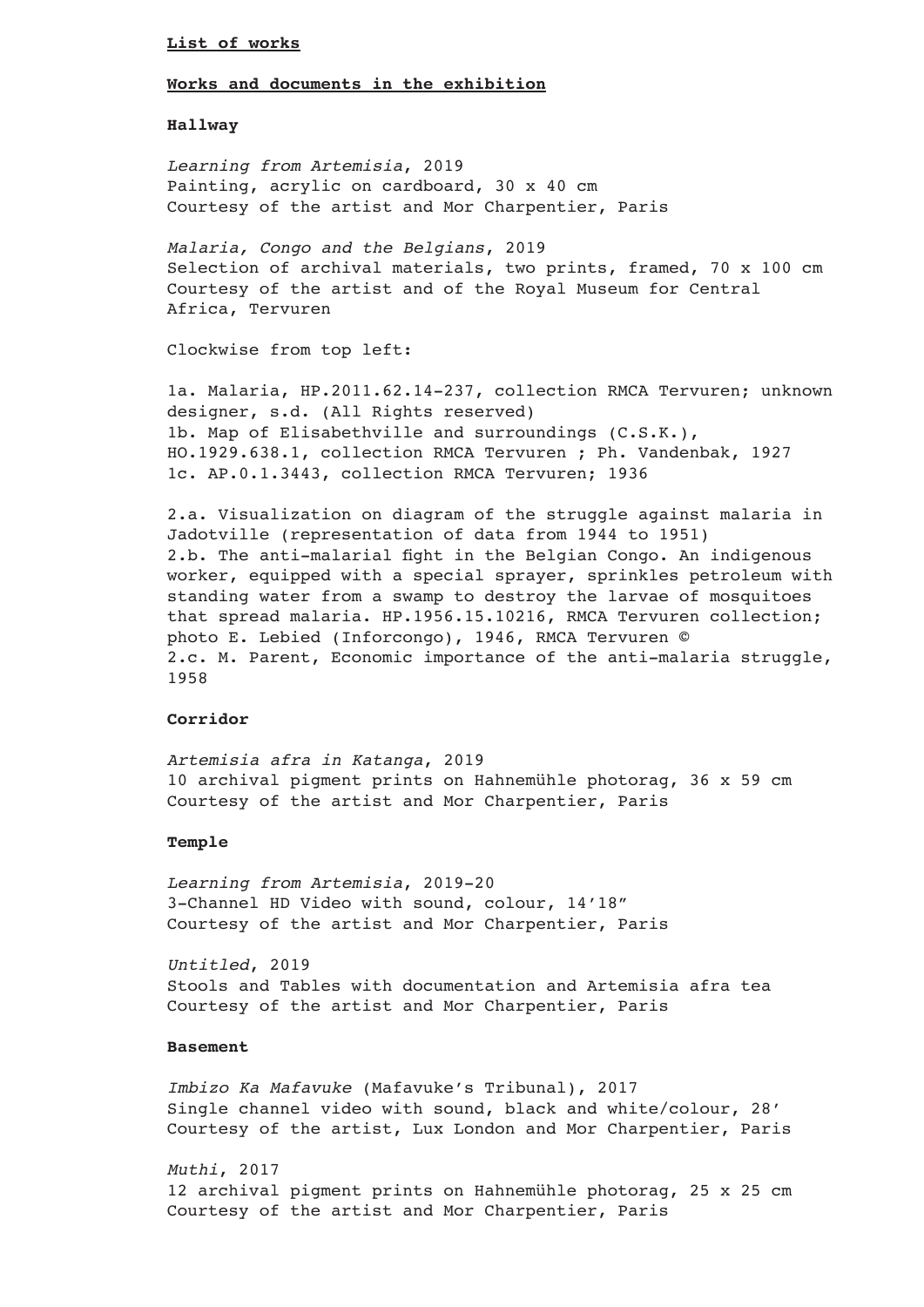## List of works

### Works and documents in the exhibition

#### Hallway

*Learning from Artemisia*, 2019
Painting, acrylic on cardboard, 30 x 40 cm
Courtesy of the artist and Mor Charpentier, Paris

*Malaria, Congo and the Belgians*, 2019
Selection of archival materials, two prints, framed, 70 x 100 cm
Courtesy of the artist and of the Royal Museum for Central Africa, Tervuren

Clockwise from top left:

1a. Malaria, HP.2011.62.14-237, collection RMCA Tervuren; unknown designer, s.d. (All Rights reserved)
1b. Map of Elisabethville and surroundings (C.S.K.), HO.1929.638.1, collection RMCA Tervuren ; Ph. Vandenbak, 1927
1c. AP.0.1.3443, collection RMCA Tervuren; 1936

2.a. Visualization on diagram of the struggle against malaria in Jadotville (representation of data from 1944 to 1951)
2.b. The anti-malarial fight in the Belgian Congo. An indigenous worker, equipped with a special sprayer, sprinkles petroleum with standing water from a swamp to destroy the larvae of mosquitoes that spread malaria. HP.1956.15.10216, RMCA Tervuren collection; photo E. Lebied (Inforcongo), 1946, RMCA Tervuren ©
2.c. M. Parent, Economic importance of the anti-malaria struggle, 1958

#### Corridor

*Artemisia afra in Katanga*, 2019
10 archival pigment prints on Hahnemühle photorag, 36 x 59 cm
Courtesy of the artist and Mor Charpentier, Paris

#### Temple

*Learning from Artemisia*, 2019-20
3-Channel HD Video with sound, colour, 14'18"
Courtesy of the artist and Mor Charpentier, Paris

*Untitled*, 2019
Stools and Tables with documentation and Artemisia afra tea
Courtesy of the artist and Mor Charpentier, Paris

#### Basement

*Imbizo Ka Mafavuke* (Mafavuke's Tribunal), 2017
Single channel video with sound, black and white/colour, 28'
Courtesy of the artist, Lux London and Mor Charpentier, Paris

*Muthi*, 2017
12 archival pigment prints on Hahnemühle photorag, 25 x 25 cm
Courtesy of the artist and Mor Charpentier, Paris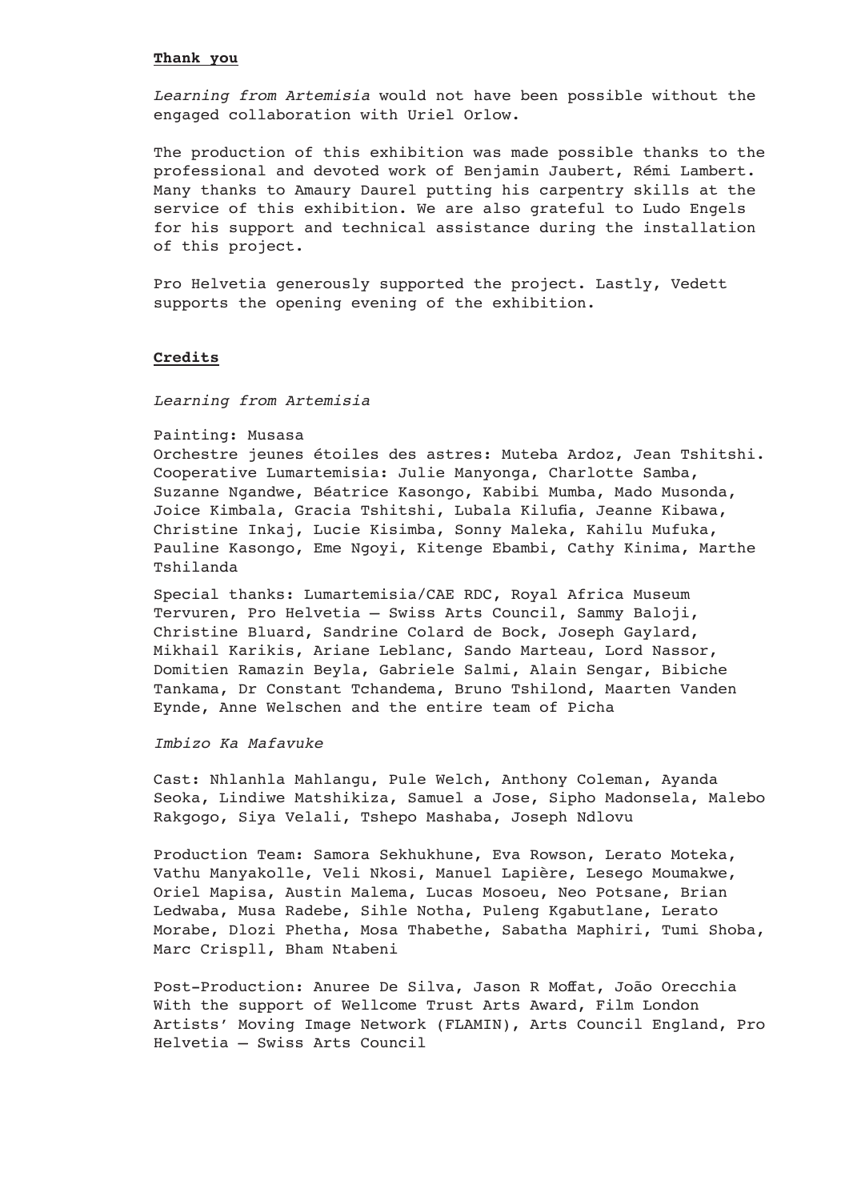**Thank you**

*Learning from Artemisia* would not have been possible without the engaged collaboration with Uriel Orlow.

The production of this exhibition was made possible thanks to the professional and devoted work of Benjamin Jaubert, Rémi Lambert. Many thanks to Amaury Daurel putting his carpentry skills at the service of this exhibition. We are also grateful to Ludo Engels for his support and technical assistance during the installation of this project.

Pro Helvetia generously supported the project. Lastly, Vedett supports the opening evening of the exhibition.

**Credits**

*Learning from Artemisia*

Painting: Musasa
Orchestre jeunes étoiles des astres: Muteba Ardoz, Jean Tshitshi.
Cooperative Lumartemisia: Julie Manyonga, Charlotte Samba, Suzanne Ngandwe, Béatrice Kasongo, Kabibi Mumba, Mado Musonda, Joice Kimbala, Gracia Tshitshi, Lubala Kilufia, Jeanne Kibawa, Christine Inkaj, Lucie Kisimba, Sonny Maleka, Kahilu Mufuka, Pauline Kasongo, Eme Ngoyi, Kitenge Ebambi, Cathy Kinima, Marthe Tshilanda

Special thanks: Lumartemisia/CAE RDC, Royal Africa Museum Tervuren, Pro Helvetia – Swiss Arts Council, Sammy Baloji, Christine Bluard, Sandrine Colard de Bock, Joseph Gaylard, Mikhail Karikis, Ariane Leblanc, Sando Marteau, Lord Nassor, Domitien Ramazin Beyla, Gabriele Salmi, Alain Sengar, Bibiche Tankama, Dr Constant Tchandema, Bruno Tshilond, Maarten Vanden Eynde, Anne Welschen and the entire team of Picha

*Imbizo Ka Mafavuke*

Cast: Nhlanhla Mahlangu, Pule Welch, Anthony Coleman, Ayanda Seoka, Lindiwe Matshikiza, Samuel a Jose, Sipho Madonsela, Malebo Rakgogo, Siya Velali, Tshepo Mashaba, Joseph Ndlovu

Production Team: Samora Sekhukhune, Eva Rowson, Lerato Moteka, Vathu Manyakolle, Veli Nkosi, Manuel Lapière, Lesego Moumakwe, Oriel Mapisa, Austin Malema, Lucas Mosoeu, Neo Potsane, Brian Ledwaba, Musa Radebe, Sihle Notha, Puleng Kgabutlane, Lerato Morabe, Dlozi Phetha, Mosa Thabethe, Sabatha Maphiri, Tumi Shoba, Marc Crispll, Bham Ntabeni

Post-Production: Anuree De Silva, Jason R Moffat, João Orecchia
With the support of Wellcome Trust Arts Award, Film London Artists' Moving Image Network (FLAMIN), Arts Council England, Pro Helvetia – Swiss Arts Council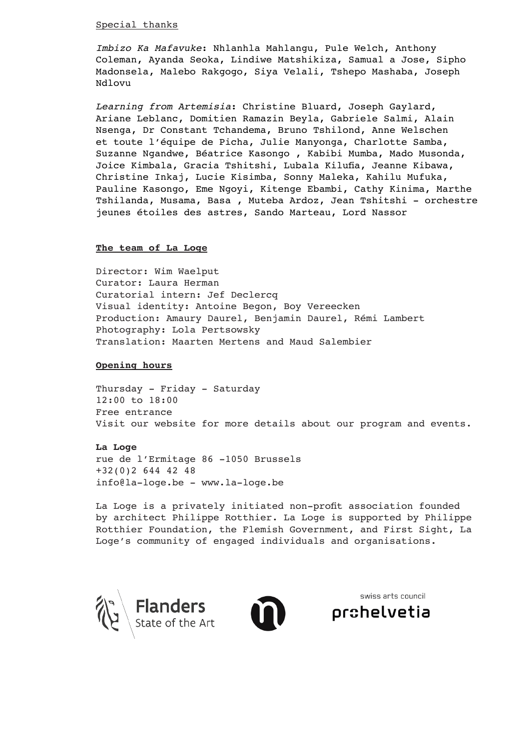Special thanks

*Imbizo Ka Mafavuke*: Nhlanhla Mahlangu, Pule Welch, Anthony Coleman, Ayanda Seoka, Lindiwe Matshikiza, Samual a Jose, Sipho Madonsela, Malebo Rakgogo, Siya Velali, Tshepo Mashaba, Joseph Ndlovu

*Learning from Artemisia*: Christine Bluard, Joseph Gaylard, Ariane Leblanc, Domitien Ramazin Beyla, Gabriele Salmi, Alain Nsenga, Dr Constant Tchandema, Bruno Tshilond, Anne Welschen et toute l'équipe de Picha, Julie Manyonga, Charlotte Samba, Suzanne Ngandwe, Béatrice Kasongo , Kabibi Mumba, Mado Musonda, Joice Kimbala, Gracia Tshitshi, Lubala Kilufia, Jeanne Kibawa, Christine Inkaj, Lucie Kisimba, Sonny Maleka, Kahilu Mufuka, Pauline Kasongo, Eme Ngoyi, Kitenge Ebambi, Cathy Kinima, Marthe Tshilanda, Musama, Basa , Muteba Ardoz, Jean Tshitshi - orchestre jeunes étoiles des astres, Sando Marteau, Lord Nassor

**The team of La Loge**

Director: Wim Waelput
Curator: Laura Herman
Curatorial intern: Jef Declercq
Visual identity: Antoine Begon, Boy Vereecken
Production: Amaury Daurel, Benjamin Daurel, Rémi Lambert
Photography: Lola Pertsowsky
Translation: Maarten Mertens and Maud Salembier

**Opening hours**

Thursday - Friday - Saturday
12:00 to 18:00
Free entrance
Visit our website for more details about our program and events.

**La Loge**
rue de l'Ermitage 86 -1050 Brussels
+32(0)2 644 42 48
info@la-loge.be - www.la-loge.be

La Loge is a privately initiated non-profit association founded by architect Philippe Rotthier. La Loge is supported by Philippe Rotthier Foundation, the Flemish Government, and First Sight, La Loge's community of engaged individuals and organisations.

Flanders
State of the Art

swiss arts council
prohelvetia